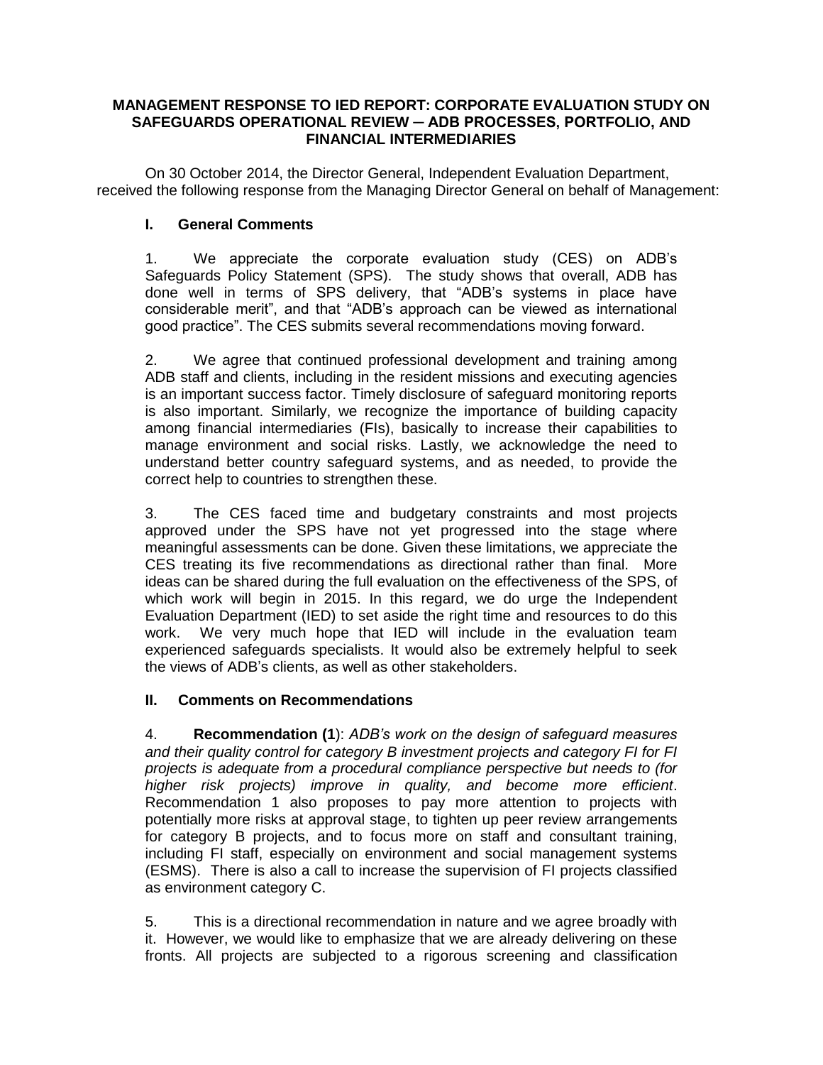# MANAGEMENT RESPONSE TO IED REPORT: CORPORATE EVALUATION STUDY ON SAFEGUARDS OPERATIONAL REVIEW ─ ADB PROCESSES, PORTFOLIO, AND FINANCIAL INTERMEDIARIES

On 30 October 2014, the Director General, Independent Evaluation Department, received the following response from the Managing Director General on behalf of Management:

## I. General Comments

1. We appreciate the corporate evaluation study (CES) on ADB's Safeguards Policy Statement (SPS). The study shows that overall, ADB has done well in terms of SPS delivery, that "ADB's systems in place have considerable merit", and that "ADB's approach can be viewed as international good practice". The CES submits several recommendations moving forward.

2. We agree that continued professional development and training among ADB staff and clients, including in the resident missions and executing agencies is an important success factor. Timely disclosure of safeguard monitoring reports is also important. Similarly, we recognize the importance of building capacity among financial intermediaries (FIs), basically to increase their capabilities to manage environment and social risks. Lastly, we acknowledge the need to understand better country safeguard systems, and as needed, to provide the correct help to countries to strengthen these.

3. The CES faced time and budgetary constraints and most projects approved under the SPS have not yet progressed into the stage where meaningful assessments can be done. Given these limitations, we appreciate the CES treating its five recommendations as directional rather than final. More ideas can be shared during the full evaluation on the effectiveness of the SPS, of which work will begin in 2015. In this regard, we do urge the Independent Evaluation Department (IED) to set aside the right time and resources to do this work. We very much hope that IED will include in the evaluation team experienced safeguards specialists. It would also be extremely helpful to seek the views of ADB's clients, as well as other stakeholders.

## II. Comments on Recommendations

4. **Recommendation (1)**: *ADB's work on the design of safeguard measures and their quality control for category B investment projects and category FI for FI projects is adequate from a procedural compliance perspective but needs to (for higher risk projects) improve in quality, and become more efficient*. Recommendation 1 also proposes to pay more attention to projects with potentially more risks at approval stage, to tighten up peer review arrangements for category B projects, and to focus more on staff and consultant training, including FI staff, especially on environment and social management systems (ESMS). There is also a call to increase the supervision of FI projects classified as environment category C.

5. This is a directional recommendation in nature and we agree broadly with it. However, we would like to emphasize that we are already delivering on these fronts. All projects are subjected to a rigorous screening and classification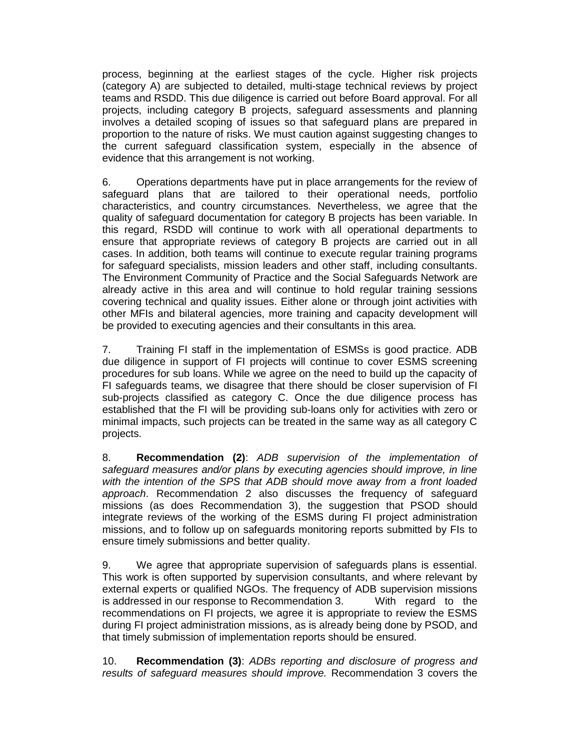process, beginning at the earliest stages of the cycle. Higher risk projects (category A) are subjected to detailed, multi-stage technical reviews by project teams and RSDD. This due diligence is carried out before Board approval. For all projects, including category B projects, safeguard assessments and planning involves a detailed scoping of issues so that safeguard plans are prepared in proportion to the nature of risks. We must caution against suggesting changes to the current safeguard classification system, especially in the absence of evidence that this arrangement is not working.

6. Operations departments have put in place arrangements for the review of safeguard plans that are tailored to their operational needs, portfolio characteristics, and country circumstances. Nevertheless, we agree that the quality of safeguard documentation for category B projects has been variable. In this regard, RSDD will continue to work with all operational departments to ensure that appropriate reviews of category B projects are carried out in all cases. In addition, both teams will continue to execute regular training programs for safeguard specialists, mission leaders and other staff, including consultants. The Environment Community of Practice and the Social Safeguards Network are already active in this area and will continue to hold regular training sessions covering technical and quality issues. Either alone or through joint activities with other MFIs and bilateral agencies, more training and capacity development will be provided to executing agencies and their consultants in this area.

7. Training FI staff in the implementation of ESMSs is good practice. ADB due diligence in support of FI projects will continue to cover ESMS screening procedures for sub loans. While we agree on the need to build up the capacity of FI safeguards teams, we disagree that there should be closer supervision of FI sub-projects classified as category C. Once the due diligence process has established that the FI will be providing sub-loans only for activities with zero or minimal impacts, such projects can be treated in the same way as all category C projects.

8. **Recommendation (2)**: *ADB supervision of the implementation of safeguard measures and/or plans by executing agencies should improve, in line with the intention of the SPS that ADB should move away from a front loaded approach*. Recommendation 2 also discusses the frequency of safeguard missions (as does Recommendation 3), the suggestion that PSOD should integrate reviews of the working of the ESMS during FI project administration missions, and to follow up on safeguards monitoring reports submitted by FIs to ensure timely submissions and better quality.

9. We agree that appropriate supervision of safeguards plans is essential. This work is often supported by supervision consultants, and where relevant by external experts or qualified NGOs. The frequency of ADB supervision missions is addressed in our response to Recommendation 3. With regard to the recommendations on FI projects, we agree it is appropriate to review the ESMS during FI project administration missions, as is already being done by PSOD, and that timely submission of implementation reports should be ensured.

10. **Recommendation (3)**: *ADBs reporting and disclosure of progress and results of safeguard measures should improve.* Recommendation 3 covers the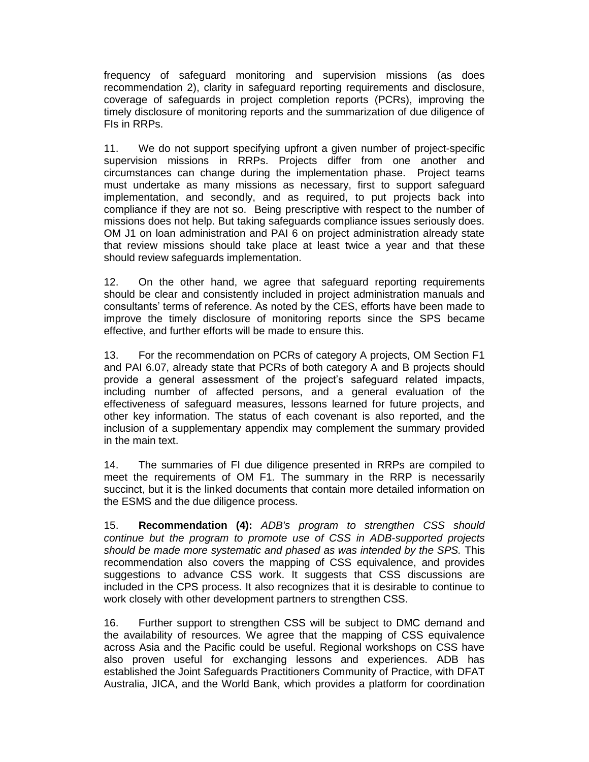frequency of safeguard monitoring and supervision missions (as does recommendation 2), clarity in safeguard reporting requirements and disclosure, coverage of safeguards in project completion reports (PCRs), improving the timely disclosure of monitoring reports and the summarization of due diligence of FIs in RRPs.

11. We do not support specifying upfront a given number of project-specific supervision missions in RRPs. Projects differ from one another and circumstances can change during the implementation phase. Project teams must undertake as many missions as necessary, first to support safeguard implementation, and secondly, and as required, to put projects back into compliance if they are not so. Being prescriptive with respect to the number of missions does not help. But taking safeguards compliance issues seriously does. OM J1 on loan administration and PAI 6 on project administration already state that review missions should take place at least twice a year and that these should review safeguards implementation.

12. On the other hand, we agree that safeguard reporting requirements should be clear and consistently included in project administration manuals and consultants' terms of reference. As noted by the CES, efforts have been made to improve the timely disclosure of monitoring reports since the SPS became effective, and further efforts will be made to ensure this.

13. For the recommendation on PCRs of category A projects, OM Section F1 and PAI 6.07, already state that PCRs of both category A and B projects should provide a general assessment of the project's safeguard related impacts, including number of affected persons, and a general evaluation of the effectiveness of safeguard measures, lessons learned for future projects, and other key information. The status of each covenant is also reported, and the inclusion of a supplementary appendix may complement the summary provided in the main text.

14. The summaries of FI due diligence presented in RRPs are compiled to meet the requirements of OM F1. The summary in the RRP is necessarily succinct, but it is the linked documents that contain more detailed information on the ESMS and the due diligence process.

15. **Recommendation (4):** *ADB's program to strengthen CSS should continue but the program to promote use of CSS in ADB-supported projects should be made more systematic and phased as was intended by the SPS.* This recommendation also covers the mapping of CSS equivalence, and provides suggestions to advance CSS work. It suggests that CSS discussions are included in the CPS process. It also recognizes that it is desirable to continue to work closely with other development partners to strengthen CSS.

16. Further support to strengthen CSS will be subject to DMC demand and the availability of resources. We agree that the mapping of CSS equivalence across Asia and the Pacific could be useful. Regional workshops on CSS have also proven useful for exchanging lessons and experiences. ADB has established the Joint Safeguards Practitioners Community of Practice, with DFAT Australia, JICA, and the World Bank, which provides a platform for coordination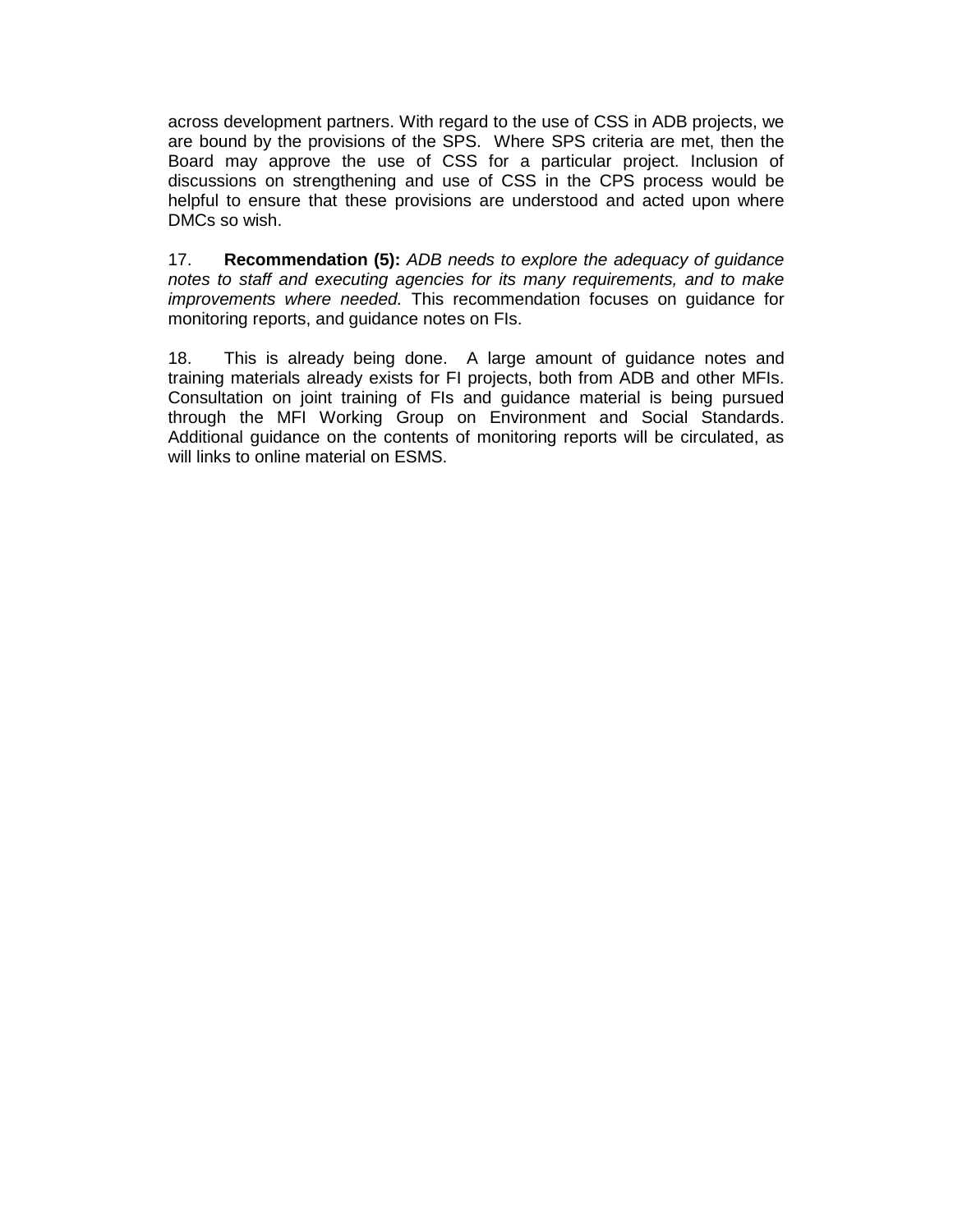across development partners. With regard to the use of CSS in ADB projects, we are bound by the provisions of the SPS. Where SPS criteria are met, then the Board may approve the use of CSS for a particular project. Inclusion of discussions on strengthening and use of CSS in the CPS process would be helpful to ensure that these provisions are understood and acted upon where DMCs so wish.

17. **Recommendation (5):** *ADB needs to explore the adequacy of guidance notes to staff and executing agencies for its many requirements, and to make improvements where needed.* This recommendation focuses on guidance for monitoring reports, and guidance notes on FIs.

18. This is already being done. A large amount of guidance notes and training materials already exists for FI projects, both from ADB and other MFIs. Consultation on joint training of FIs and guidance material is being pursued through the MFI Working Group on Environment and Social Standards. Additional guidance on the contents of monitoring reports will be circulated, as will links to online material on ESMS.